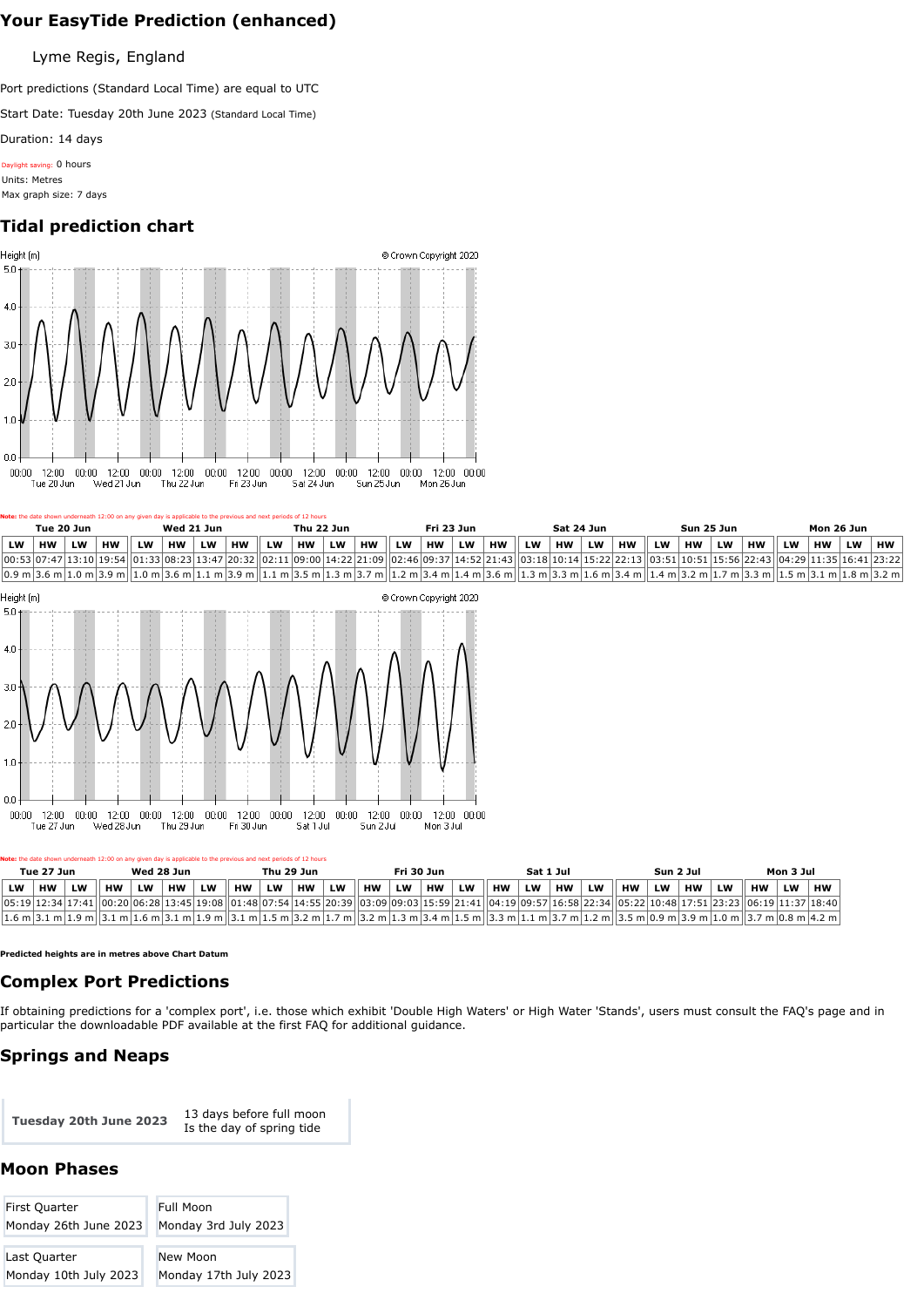## Your EasyTide Prediction (enhanced)

Lyme Regis, England

Port predictions (Standard Local Time) are equal to UTC

Start Date: Tuesday 20th June 2023 (Standard Local Time)

Duration: 14 days

Daylight saving: 0 hours

Units: Metres

Max graph size: 7 days

## Tidal prediction chart

Note: the date shown underneath 12:00 on any given day is applicable to the previous and next periods of 12 hours

| Tue 20 Jun | | | | Wed 21 Jun | | | | Thu 22 Jun | | | | Fri 23 Jun | | | | Sat 24 Jun | | | | Sun 25 Jun | | | | Mon 26 Jun | | | |
|---|---|---|---|---|---|---|---|---|---|---|---|---|---|---|---|---|---|---|---|---|---|---|---|---|---|---|---|
| LW | HW | LW | HW | LW | HW | LW | HW | LW | HW | LW | HW | LW | HW | LW | HW | LW | HW | LW | HW | LW | HW | LW | HW | LW | HW | LW | HW |
| 00:53 | 07:47 | 13:10 | 19:54 | 01:33 | 08:23 | 13:47 | 20:32 | 02:11 | 09:00 | 14:22 | 21:09 | 02:46 | 09:37 | 14:52 | 21:43 | 03:18 | 10:14 | 15:22 | 22:13 | 03:51 | 10:51 | 15:56 | 22:43 | 04:29 | 11:35 | 16:41 | 23:22 |
| 0.9 m | 3.6 m | 1.0 m | 3.9 m | 1.0 m | 3.6 m | 1.1 m | 3.9 m | 1.1 m | 3.5 m | 1.3 m | 3.7 m | 1.2 m | 3.4 m | 1.4 m | 3.6 m | 1.3 m | 3.3 m | 1.6 m | 3.4 m | 1.4 m | 3.2 m | 1.7 m | 3.3 m | 1.5 m | 3.1 m | 1.8 m | 3.2 m |

Note: the date shown underneath 12:00 on any given day is applicable to the previous and next periods of 12 hours

| Tue 27 Jun | | | Wed 28 Jun | | | | Thu 29 Jun | | | | Fri 30 Jun | | | | Sat 1 Jul | | | | Sun 2 Jul | | | | Mon 3 Jul | | |
|---|---|---|---|---|---|---|---|---|---|---|---|---|---|---|---|---|---|---|---|---|---|---|---|---|---|
| LW | HW | LW | HW | LW | HW | LW | HW | LW | HW | LW | HW | LW | HW | LW | HW | LW | HW | LW | HW | LW | HW | LW | HW | LW | HW |
| 05:19 | 12:34 | 17:41 | 00:20 | 06:28 | 13:45 | 19:08 | 01:48 | 07:54 | 14:55 | 20:39 | 03:09 | 09:03 | 15:59 | 21:41 | 04:19 | 09:57 | 16:58 | 22:34 | 05:22 | 10:48 | 17:51 | 23:23 | 06:19 | 11:37 | 18:40 |
| 1.6 m | 3.1 m | 1.9 m | 3.1 m | 1.6 m | 3.1 m | 1.9 m | 3.1 m | 1.5 m | 3.2 m | 1.7 m | 3.2 m | 1.3 m | 3.4 m | 1.5 m | 3.3 m | 1.1 m | 3.7 m | 1.2 m | 3.5 m | 0.9 m | 3.9 m | 1.0 m | 3.7 m | 0.8 m | 4.2 m |

**Predicted heights are in metres above Chart Datum**

## Complex Port Predictions

If obtaining predictions for a 'complex port', i.e. those which exhibit 'Double High Waters' or High Water 'Stands', users must consult the FAQ's page and in particular the downloadable PDF available at the first FAQ for additional guidance.

## Springs and Neaps

| **Tuesday 20th June 2023** | 13 days before full moon<br>Is the day of spring tide |
|---|---|

## Moon Phases

| | |
|---|---|
| First Quarter<br>Monday 26th June 2023 | Full Moon<br>Monday 3rd July 2023 |
| Last Quarter<br>Monday 10th July 2023 | New Moon<br>Monday 17th July 2023 |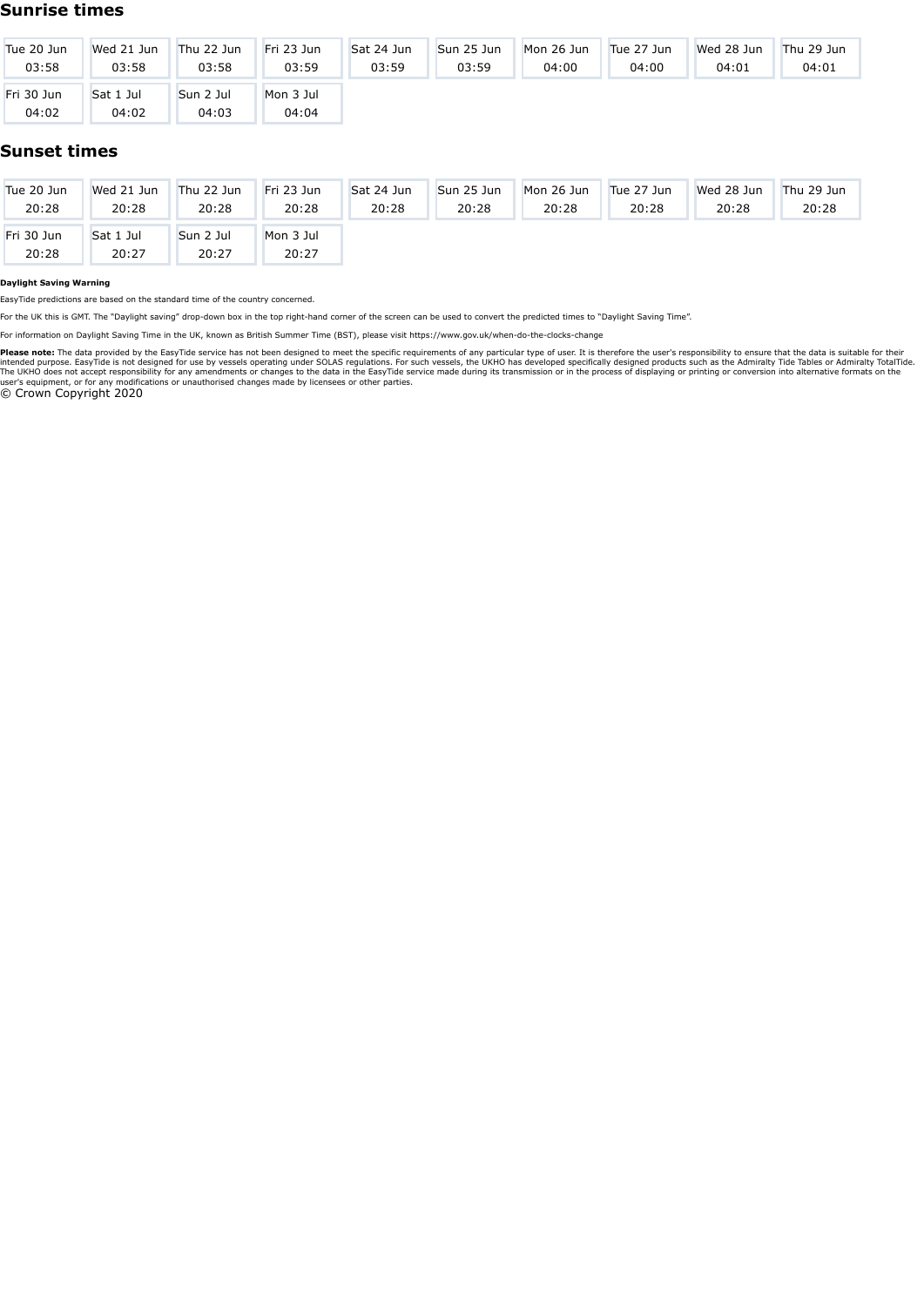## Sunrise times

| | | | | | | | | | |
|---|---|---|---|---|---|---|---|---|---|
| Tue 20 Jun 03:58 | Wed 21 Jun 03:58 | Thu 22 Jun 03:58 | Fri 23 Jun 03:59 | Sat 24 Jun 03:59 | Sun 25 Jun 03:59 | Mon 26 Jun 04:00 | Tue 27 Jun 04:00 | Wed 28 Jun 04:01 | Thu 29 Jun 04:01 |
| Fri 30 Jun 04:02 | Sat 1 Jul 04:02 | Sun 2 Jul 04:03 | Mon 3 Jul 04:04 | | | | | | |

## Sunset times

| | | | | | | | | | |
|---|---|---|---|---|---|---|---|---|---|
| Tue 20 Jun 20:28 | Wed 21 Jun 20:28 | Thu 22 Jun 20:28 | Fri 23 Jun 20:28 | Sat 24 Jun 20:28 | Sun 25 Jun 20:28 | Mon 26 Jun 20:28 | Tue 27 Jun 20:28 | Wed 28 Jun 20:28 | Thu 29 Jun 20:28 |
| Fri 30 Jun 20:28 | Sat 1 Jul 20:27 | Sun 2 Jul 20:27 | Mon 3 Jul 20:27 | | | | | | |

**Daylight Saving Warning**

EasyTide predictions are based on the standard time of the country concerned.

For the UK this is GMT. The "Daylight saving" drop-down box in the top right-hand corner of the screen can be used to convert the predicted times to "Daylight Saving Time".

For information on Daylight Saving Time in the UK, known as British Summer Time (BST), please visit https://www.gov.uk/when-do-the-clocks-change

**Please note:** The data provided by the EasyTide service has not been designed to meet the specific requirements of any particular type of user. It is therefore the user's responsibility to ensure that the data is suitable for their intended purpose. EasyTide is not designed for use by vessels operating under SOLAS regulations. For such vessels, the UKHO has developed specifically designed products such as the Admiralty Tide Tables or Admiralty TotalTide. The UKHO does not accept responsibility for any amendments or changes to the data in the EasyTide service made during its transmission or in the process of displaying or printing or conversion into alternative formats on the user's equipment, or for any modifications or unauthorised changes made by licensees or other parties.

© Crown Copyright 2020